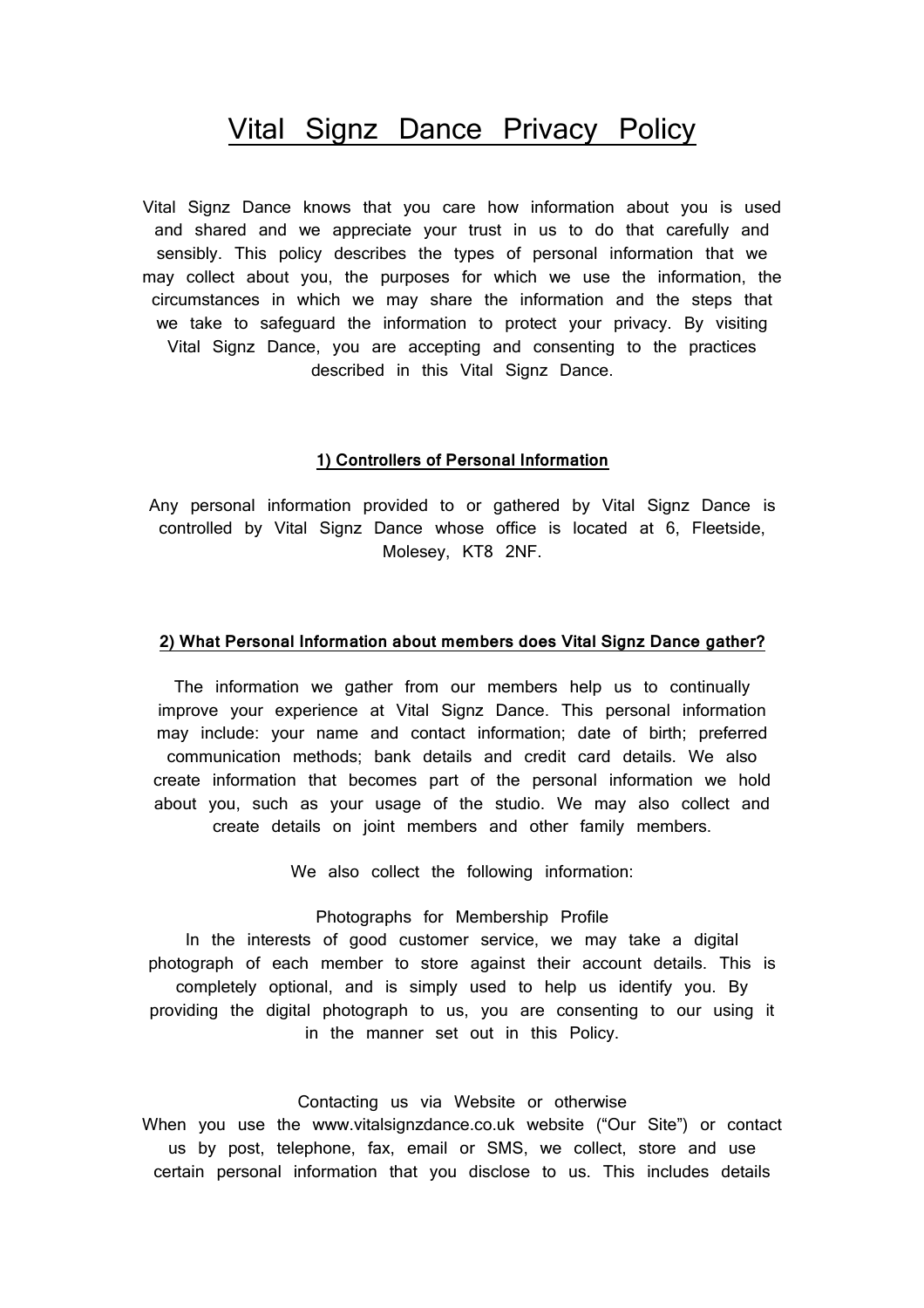# Vital Signz Dance Privacy Policy

Vital Signz Dance knows that you care how information about you is used and shared and we appreciate your trust in us to do that carefully and sensibly. This policy describes the types of personal information that we may collect about you, the purposes for which we use the information, the circumstances in which we may share the information and the steps that we take to safeguard the information to protect your privacy. By visiting Vital Signz Dance, you are accepting and consenting to the practices described in this Vital Signz Dance.

## 1) Controllers of Personal Information

Any personal information provided to or gathered by Vital Signz Dance is controlled by Vital Signz Dance whose office is located at 6, Fleetside, Molesey, KT8 2NF.

## 2) What Personal Information about members does Vital Signz Dance gather?

The information we gather from our members help us to continually improve your experience at Vital Signz Dance. This personal information may include: your name and contact information; date of birth; preferred communication methods; bank details and credit card details. We also create information that becomes part of the personal information we hold about you, such as your usage of the studio. We may also collect and create details on joint members and other family members.

We also collect the following information:

Photographs for Membership Profile
In the interests of good customer service, we may take a digital photograph of each member to store against their account details. This is completely optional, and is simply used to help us identify you. By providing the digital photograph to us, you are consenting to our using it in the manner set out in this Policy.

Contacting us via Website or otherwise
When you use the www.vitalsignzdance.co.uk website ("Our Site") or contact us by post, telephone, fax, email or SMS, we collect, store and use certain personal information that you disclose to us. This includes details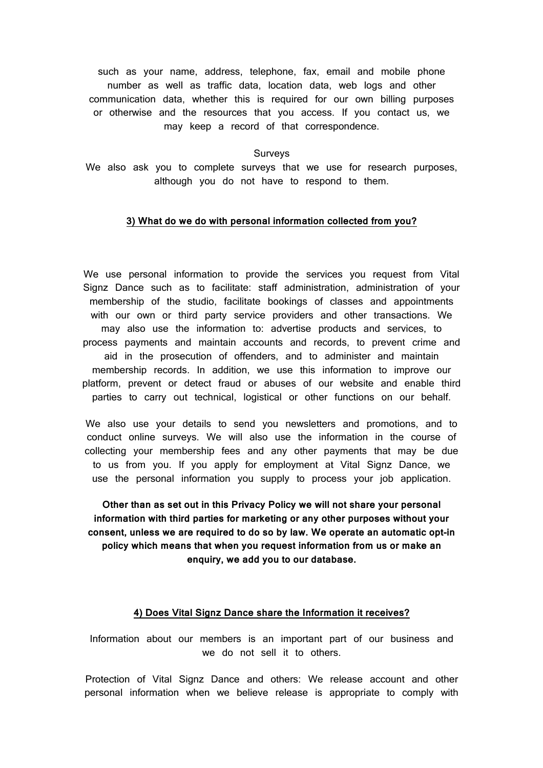such as your name, address, telephone, fax, email and mobile phone number as well as traffic data, location data, web logs and other communication data, whether this is required for our own billing purposes or otherwise and the resources that you access. If you contact us, we may keep a record of that correspondence.

Surveys

We also ask you to complete surveys that we use for research purposes, although you do not have to respond to them.

## 3) What do we do with personal information collected from you?

We use personal information to provide the services you request from Vital Signz Dance such as to facilitate: staff administration, administration of your membership of the studio, facilitate bookings of classes and appointments with our own or third party service providers and other transactions. We may also use the information to: advertise products and services, to process payments and maintain accounts and records, to prevent crime and aid in the prosecution of offenders, and to administer and maintain membership records. In addition, we use this information to improve our platform, prevent or detect fraud or abuses of our website and enable third parties to carry out technical, logistical or other functions on our behalf.

We also use your details to send you newsletters and promotions, and to conduct online surveys. We will also use the information in the course of collecting your membership fees and any other payments that may be due to us from you. If you apply for employment at Vital Signz Dance, we use the personal information you supply to process your job application.

**Other than as set out in this Privacy Policy we will not share your personal information with third parties for marketing or any other purposes without your consent, unless we are required to do so by law. We operate an automatic opt-in policy which means that when you request information from us or make an enquiry, we add you to our database.**

## 4) Does Vital Signz Dance share the Information it receives?

Information about our members is an important part of our business and we do not sell it to others.

Protection of Vital Signz Dance and others: We release account and other personal information when we believe release is appropriate to comply with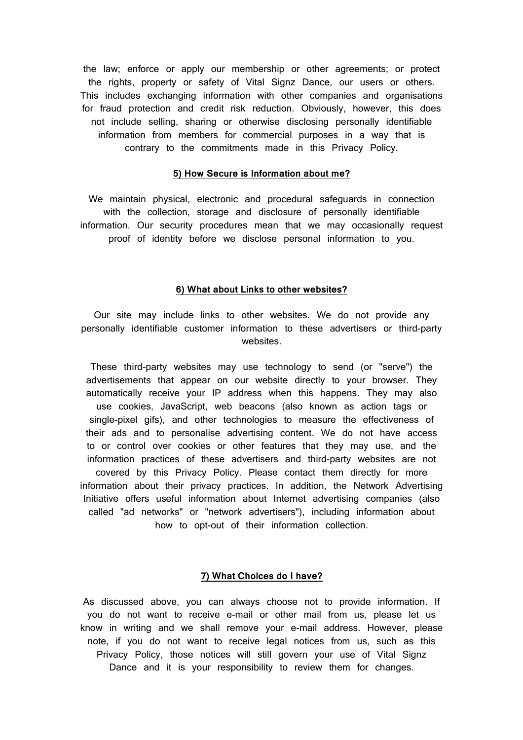the law; enforce or apply our membership or other agreements; or protect the rights, property or safety of Vital Signz Dance, our users or others. This includes exchanging information with other companies and organisations for fraud protection and credit risk reduction. Obviously, however, this does not include selling, sharing or otherwise disclosing personally identifiable information from members for commercial purposes in a way that is contrary to the commitments made in this Privacy Policy.

## 5) How Secure is Information about me?

We maintain physical, electronic and procedural safeguards in connection with the collection, storage and disclosure of personally identifiable information. Our security procedures mean that we may occasionally request proof of identity before we disclose personal information to you.

## 6) What about Links to other websites?

Our site may include links to other websites. We do not provide any personally identifiable customer information to these advertisers or third-party websites.

These third-party websites may use technology to send (or "serve") the advertisements that appear on our website directly to your browser. They automatically receive your IP address when this happens. They may also use cookies, JavaScript, web beacons (also known as action tags or single-pixel gifs), and other technologies to measure the effectiveness of their ads and to personalise advertising content. We do not have access to or control over cookies or other features that they may use, and the information practices of these advertisers and third-party websites are not covered by this Privacy Policy. Please contact them directly for more information about their privacy practices. In addition, the Network Advertising Initiative offers useful information about Internet advertising companies (also called "ad networks" or "network advertisers"), including information about how to opt-out of their information collection.

## 7) What Choices do I have?

As discussed above, you can always choose not to provide information. If you do not want to receive e-mail or other mail from us, please let us know in writing and we shall remove your e-mail address. However, please note, if you do not want to receive legal notices from us, such as this Privacy Policy, those notices will still govern your use of Vital Signz Dance and it is your responsibility to review them for changes.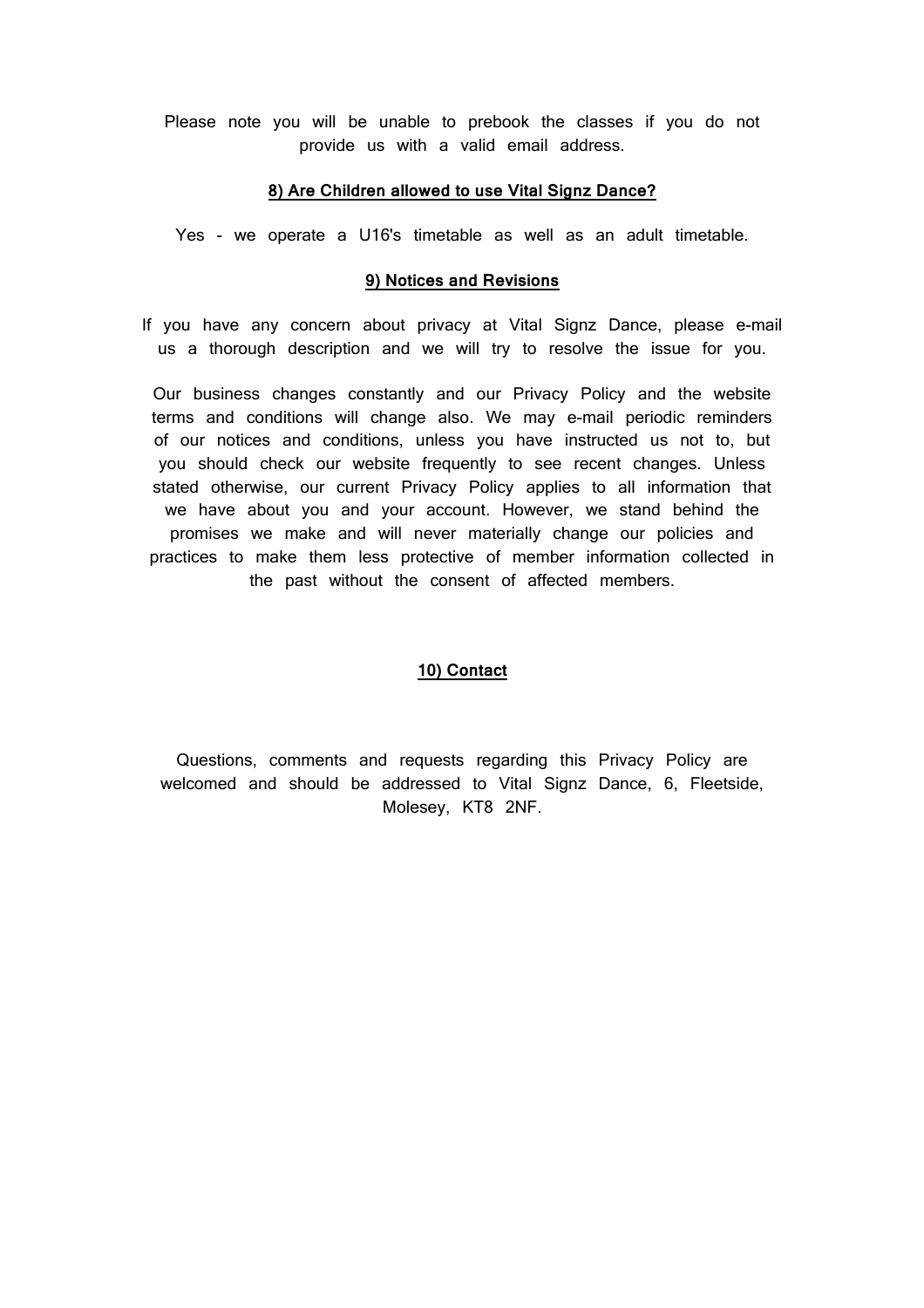Please note you will be unable to prebook the classes if you do not provide us with a valid email address.

## 8) Are Children allowed to use Vital Signz Dance?

Yes - we operate a U16's timetable as well as an adult timetable.

## 9) Notices and Revisions

If you have any concern about privacy at Vital Signz Dance, please e-mail us a thorough description and we will try to resolve the issue for you.

Our business changes constantly and our Privacy Policy and the website terms and conditions will change also. We may e-mail periodic reminders of our notices and conditions, unless you have instructed us not to, but you should check our website frequently to see recent changes. Unless stated otherwise, our current Privacy Policy applies to all information that we have about you and your account. However, we stand behind the promises we make and will never materially change our policies and practices to make them less protective of member information collected in the past without the consent of affected members.

## 10) Contact

Questions, comments and requests regarding this Privacy Policy are welcomed and should be addressed to Vital Signz Dance, 6, Fleetside, Molesey, KT8 2NF.